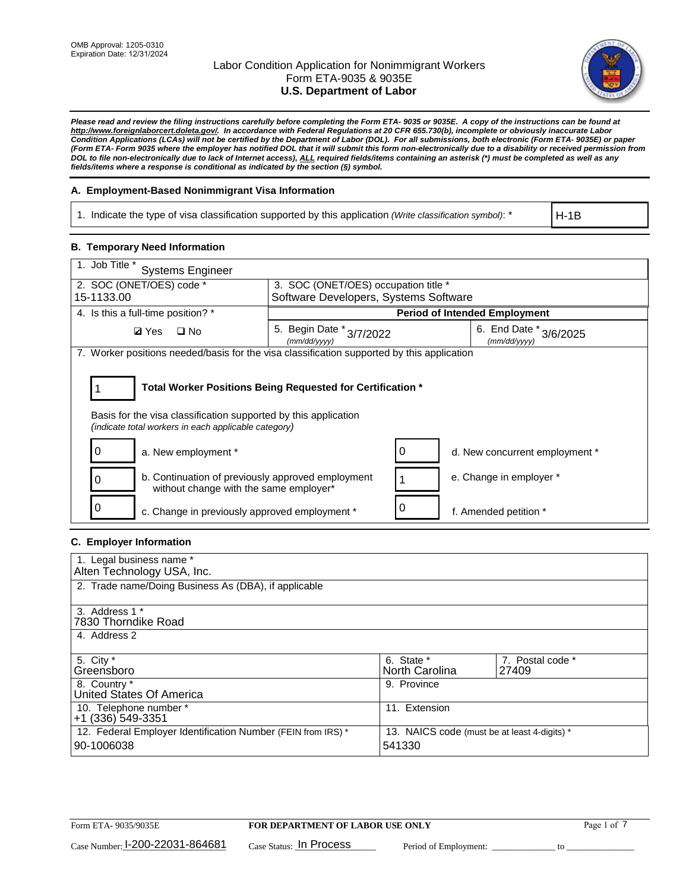OMB Approval: 1205-0310
Expiration Date: 12/31/2024

# Labor Condition Application for Nonimmigrant Workers
## Form ETA-9035 & 9035E
## U.S. Department of Labor

***Please read and review the filing instructions carefully before completing the Form ETA- 9035 or 9035E. A copy of the instructions can be found at http://www.foreignlaborcert.doleta.gov/. In accordance with Federal Regulations at 20 CFR 655.730(b), incomplete or obviously inaccurate Labor Condition Applications (LCAs) will not be certified by the Department of Labor (DOL). For all submissions, both electronic (Form ETA- 9035E) or paper (Form ETA- Form 9035 where the employer has notified DOL that it will submit this form non-electronically due to a disability or received permission from DOL to file non-electronically due to lack of Internet access), ALL required fields/items containing an asterisk (*) must be completed as well as any fields/items where a response is conditional as indicated by the section (§) symbol.***

### A. Employment-Based Nonimmigrant Visa Information

| 1. Indicate the type of visa classification supported by this application *(Write classification symbol)*: * | H-1B |
|---|---|

### B. Temporary Need Information

| 1. Job Title * Systems Engineer | | |
|---|---|---|
| 2. SOC (ONET/OES) code * 15-1133.00 | 3. SOC (ONET/OES) occupation title * Software Developers, Systems Software | |
| 4. Is this a full-time position? * | **Period of Intended Employment** | |
| ☑ Yes ☐ No | 5. Begin Date * (mm/dd/yyyy) 3/7/2022 | 6. End Date * (mm/dd/yyyy) 3/6/2025 |

7. Worker positions needed/basis for the visa classification supported by this application

**1 — Total Worker Positions Being Requested for Certification ***

Basis for the visa classification supported by this application
*(indicate total workers in each applicable category)*

| Count | Category | Count | Category |
|---|---|---|---|
| 0 | a. New employment * | 0 | d. New concurrent employment * |
| 0 | b. Continuation of previously approved employment without change with the same employer* | 1 | e. Change in employer * |
| 0 | c. Change in previously approved employment * | 0 | f. Amended petition * |

### C. Employer Information

| 1. Legal business name * Alten Technology USA, Inc. | | |
|---|---|---|
| 2. Trade name/Doing Business As (DBA), if applicable | | |
| 3. Address 1 * 7830 Thorndike Road | | |
| 4. Address 2 | | |
| 5. City * Greensboro | 6. State * North Carolina | 7. Postal code * 27409 |
| 8. Country * United States Of America | 9. Province | |
| 10. Telephone number * +1 (336) 549-3351 | 11. Extension | |
| 12. Federal Employer Identification Number (FEIN from IRS) * 90-1006038 | 13. NAICS code (must be at least 4-digits) * 541330 | |

Form ETA- 9035/9035E — **FOR DEPARTMENT OF LABOR USE ONLY**

Case Number: I-200-22031-864681 Case Status: In Process Period of Employment: ______________ to ______________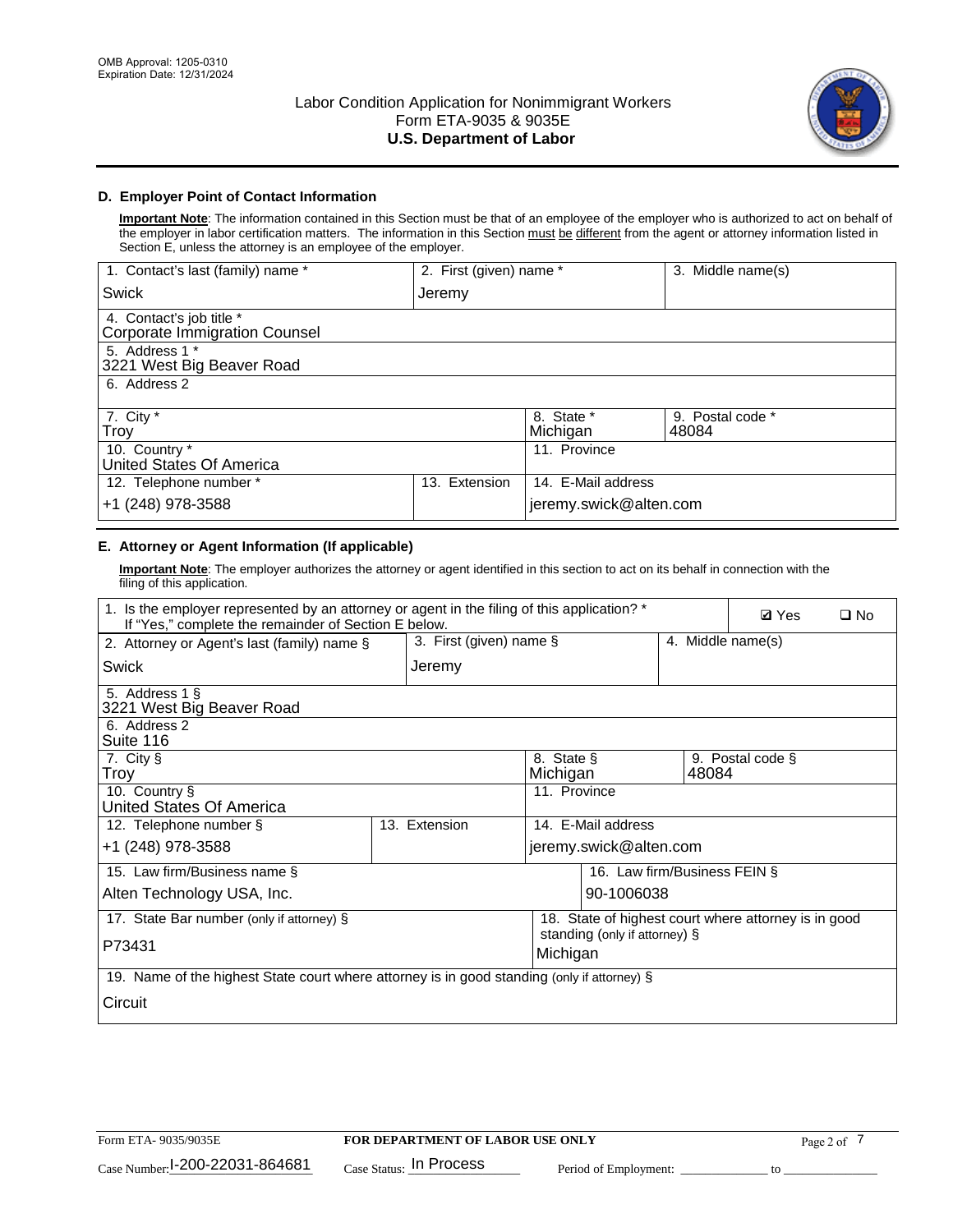OMB Approval: 1205-0310
Expiration Date: 12/31/2024

# Labor Condition Application for Nonimmigrant Workers
Form ETA-9035 & 9035E
**U.S. Department of Labor**

## D. Employer Point of Contact Information

**Important Note**: The information contained in this Section must be that of an employee of the employer who is authorized to act on behalf of the employer in labor certification matters. The information in this Section must be different from the agent or attorney information listed in Section E, unless the attorney is an employee of the employer.

| 1. Contact's last (family) name * | 2. First (given) name * | 3. Middle name(s) |
|---|---|---|
| Swick | Jeremy | |

| 4. Contact's job title * |
|---|
| Corporate Immigration Counsel |
| 5. Address 1 * |
| 3221 West Big Beaver Road |
| 6. Address 2 |
| |

| 7. City * | 8. State * | 9. Postal code * |
|---|---|---|
| Troy | Michigan | 48084 |
| 10. Country * | 11. Province | |
| United States Of America | | |

| 12. Telephone number * | 13. Extension | 14. E-Mail address |
|---|---|---|
| +1 (248) 978-3588 | | jeremy.swick@alten.com |

## E. Attorney or Agent Information (If applicable)

**Important Note**: The employer authorizes the attorney or agent identified in this section to act on its behalf in connection with the filing of this application.

1. Is the employer represented by an attorney or agent in the filing of this application? * If "Yes," complete the remainder of Section E below. ☑ Yes ☐ No

| 2. Attorney or Agent's last (family) name § | 3. First (given) name § | 4. Middle name(s) |
|---|---|---|
| Swick | Jeremy | |

| 5. Address 1 § |
|---|
| 3221 West Big Beaver Road |
| 6. Address 2 |
| Suite 116 |

| 7. City § | 8. State § | 9. Postal code § |
|---|---|---|
| Troy | Michigan | 48084 |
| 10. Country § | 11. Province | |
| United States Of America | | |

| 12. Telephone number § | 13. Extension | 14. E-Mail address |
|---|---|---|
| +1 (248) 978-3588 | | jeremy.swick@alten.com |

| 15. Law firm/Business name § | 16. Law firm/Business FEIN § |
|---|---|
| Alten Technology USA, Inc. | 90-1006038 |

| 17. State Bar number (only if attorney) § | 18. State of highest court where attorney is in good standing (only if attorney) § |
|---|---|
| P73431 | Michigan |

| 19. Name of the highest State court where attorney is in good standing (only if attorney) § |
|---|
| Circuit |

Form ETA- 9035/9035E | **FOR DEPARTMENT OF LABOR USE ONLY**

Case Number: I-200-22031-864681 Case Status: In Process Period of Employment: ____________ to ____________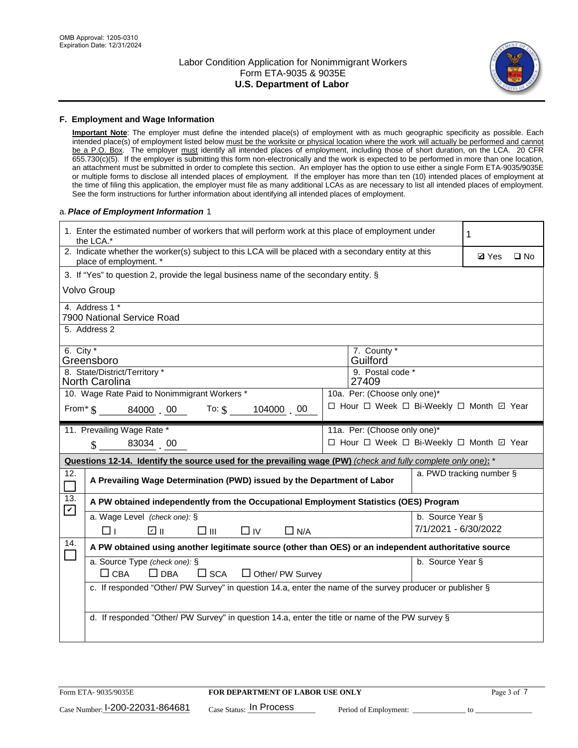## F. Employment and Wage Information

**Important Note**: The employer must define the intended place(s) of employment with as much geographic specificity as possible. Each intended place(s) of employment listed below must be the worksite or physical location where the work will actually be performed and cannot be a P.O. Box. The employer must identify all intended places of employment, including those of short duration, on the LCA. 20 CFR 655.730(c)(5). If the employer is submitting this form non-electronically and the work is expected to be performed in more than one location, an attachment must be submitted in order to complete this section. An employer has the option to use either a single Form ETA-9035/9035E or multiple forms to disclose all intended places of employment. If the employer has more than ten (10) intended places of employment at the time of filing this application, the employer must file as many additional LCAs as are necessary to list all intended places of employment. See the form instructions for further information about identifying all intended places of employment.

a. ***Place of Employment Information*** 1

| | |
|---|---|
| 1. Enter the estimated number of workers that will perform work at this place of employment under the LCA.* | 1 |
| 2. Indicate whether the worker(s) subject to this LCA will be placed with a secondary entity at this place of employment. * | ☑ Yes ☐ No |
| 3. If "Yes" to question 2, provide the legal business name of the secondary entity. § Volvo Group | |
| 4. Address 1 * 7900 National Service Road | |
| 5. Address 2 | |
| 6. City * Greensboro | 7. County * Guilford |
| 8. State/District/Territory * North Carolina | 9. Postal code * 27409 |
| 10. Wage Rate Paid to Nonimmigrant Workers * From* $ 84000 . 00 To: $ 104000 . 00 | 10a. Per: (Choose only one)* ☐ Hour ☐ Week ☐ Bi-Weekly ☐ Month ☑ Year |
| 11. Prevailing Wage Rate * $ 83034 . 00 | 11a. Per: (Choose only one)* ☐ Hour ☐ Week ☐ Bi-Weekly ☐ Month ☑ Year |

**Questions 12-14. Identify the source used for the prevailing wage (PW)** *(check and fully complete only one)*: *

| | | |
|---|---|---|
| 12. ☐ | **A Prevailing Wage Determination (PWD) issued by the Department of Labor** | a. PWD tracking number § |
| 13. ☑ | **A PW obtained independently from the Occupational Employment Statistics (OES) Program** | |
| | a. Wage Level *(check one)*: § ☐ I ☑ II ☐ III ☐ IV ☐ N/A | b. Source Year § 7/1/2021 - 6/30/2022 |
| 14. ☐ | **A PW obtained using another legitimate source (other than OES) or an independent authoritative source** | |
| | a. Source Type *(check one)*: § ☐ CBA ☐ DBA ☐ SCA ☐ Other/ PW Survey | b. Source Year § |
| | c. If responded "Other/ PW Survey" in question 14.a, enter the name of the survey producer or publisher § | |
| | d. If responded "Other/ PW Survey" in question 14.a, enter the title or name of the PW survey § | |

Form ETA- 9035/9035E **FOR DEPARTMENT OF LABOR USE ONLY**

Case Number: I-200-22031-864681 Case Status: In Process Period of Employment: _____________ to _______________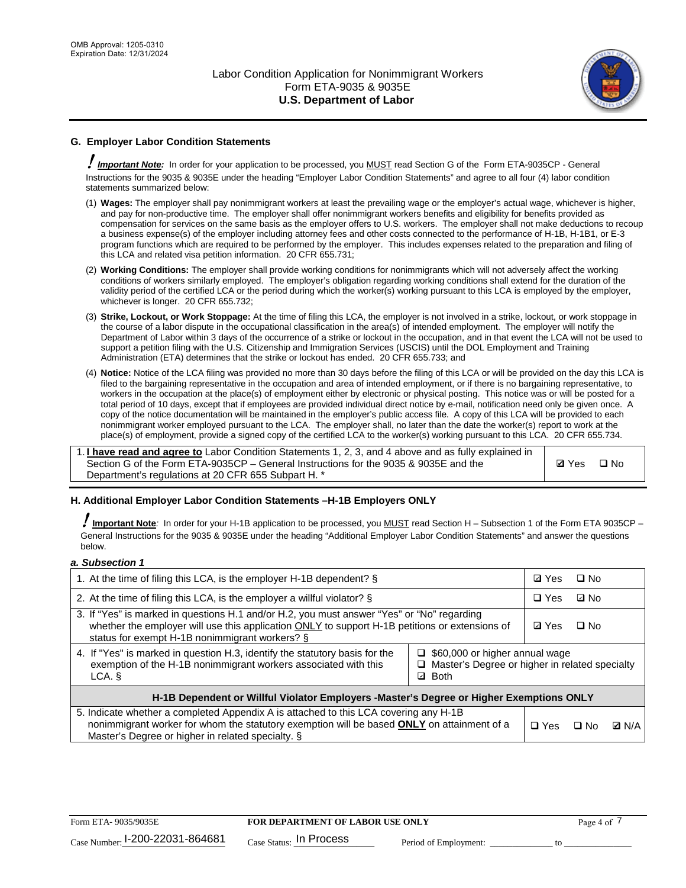## G. Employer Labor Condition Statements

! ***Important Note:*** In order for your application to be processed, you MUST read Section G of the Form ETA-9035CP - General Instructions for the 9035 & 9035E under the heading "Employer Labor Condition Statements" and agree to all four (4) labor condition statements summarized below:

(1) **Wages:** The employer shall pay nonimmigrant workers at least the prevailing wage or the employer's actual wage, whichever is higher, and pay for non-productive time. The employer shall offer nonimmigrant workers benefits and eligibility for benefits provided as compensation for services on the same basis as the employer offers to U.S. workers. The employer shall not make deductions to recoup a business expense(s) of the employer including attorney fees and other costs connected to the performance of H-1B, H-1B1, or E-3 program functions which are required to be performed by the employer. This includes expenses related to the preparation and filing of this LCA and related visa petition information. 20 CFR 655.731;

(2) **Working Conditions:** The employer shall provide working conditions for nonimmigrants which will not adversely affect the working conditions of workers similarly employed. The employer's obligation regarding working conditions shall extend for the duration of the validity period of the certified LCA or the period during which the worker(s) working pursuant to this LCA is employed by the employer, whichever is longer. 20 CFR 655.732;

(3) **Strike, Lockout, or Work Stoppage:** At the time of filing this LCA, the employer is not involved in a strike, lockout, or work stoppage in the course of a labor dispute in the occupational classification in the area(s) of intended employment. The employer will notify the Department of Labor within 3 days of the occurrence of a strike or lockout in the occupation, and in that event the LCA will not be used to support a petition filing with the U.S. Citizenship and Immigration Services (USCIS) until the DOL Employment and Training Administration (ETA) determines that the strike or lockout has ended. 20 CFR 655.733; and

(4) **Notice:** Notice of the LCA filing was provided no more than 30 days before the filing of this LCA or will be provided on the day this LCA is filed to the bargaining representative in the occupation and area of intended employment, or if there is no bargaining representative, to workers in the occupation at the place(s) of employment either by electronic or physical posting. This notice was or will be posted for a total period of 10 days, except that if employees are provided individual direct notice by e-mail, notification need only be given once. A copy of the notice documentation will be maintained in the employer's public access file. A copy of this LCA will be provided to each nonimmigrant worker employed pursuant to the LCA. The employer shall, no later than the date the worker(s) report to work at the place(s) of employment, provide a signed copy of the certified LCA to the worker(s) working pursuant to this LCA. 20 CFR 655.734.

| | |
|---|---|
| 1. **I have read and agree to** Labor Condition Statements 1, 2, 3, and 4 above and as fully explained in Section G of the Form ETA-9035CP – General Instructions for the 9035 & 9035E and the Department's regulations at 20 CFR 655 Subpart H. * | ☑ Yes ☐ No |

## H. Additional Employer Labor Condition Statements –H-1B Employers ONLY

! **Important Note**: In order for your H-1B application to be processed, you MUST read Section H – Subsection 1 of the Form ETA 9035CP – General Instructions for the 9035 & 9035E under the heading "Additional Employer Labor Condition Statements" and answer the questions below.

***a. Subsection 1***

| | |
|---|---|
| 1. At the time of filing this LCA, is the employer H-1B dependent? § | ☑ Yes ☐ No |
| 2. At the time of filing this LCA, is the employer a willful violator? § | ☐ Yes ☑ No |
| 3. If "Yes" is marked in questions H.1 and/or H.2, you must answer "Yes" or "No" regarding whether the employer will use this application ONLY to support H-1B petitions or extensions of status for exempt H-1B nonimmigrant workers? § | ☑ Yes ☐ No |
| 4. If "Yes" is marked in question H.3, identify the statutory basis for the exemption of the H-1B nonimmigrant workers associated with this LCA. § | ☐ $60,000 or higher annual wage<br>☐ Master's Degree or higher in related specialty<br>☑ Both |
| **H-1B Dependent or Willful Violator Employers -Master's Degree or Higher Exemptions ONLY** | |
| 5. Indicate whether a completed Appendix A is attached to this LCA covering any H-1B nonimmigrant worker for whom the statutory exemption will be based **ONLY** on attainment of a Master's Degree or higher in related specialty. § | ☐ Yes ☐ No ☑ N/A |

Form ETA- 9035/9035E **FOR DEPARTMENT OF LABOR USE ONLY**

Case Number: I-200-22031-864681 Case Status: In Process Period of Employment: _____________ to _____________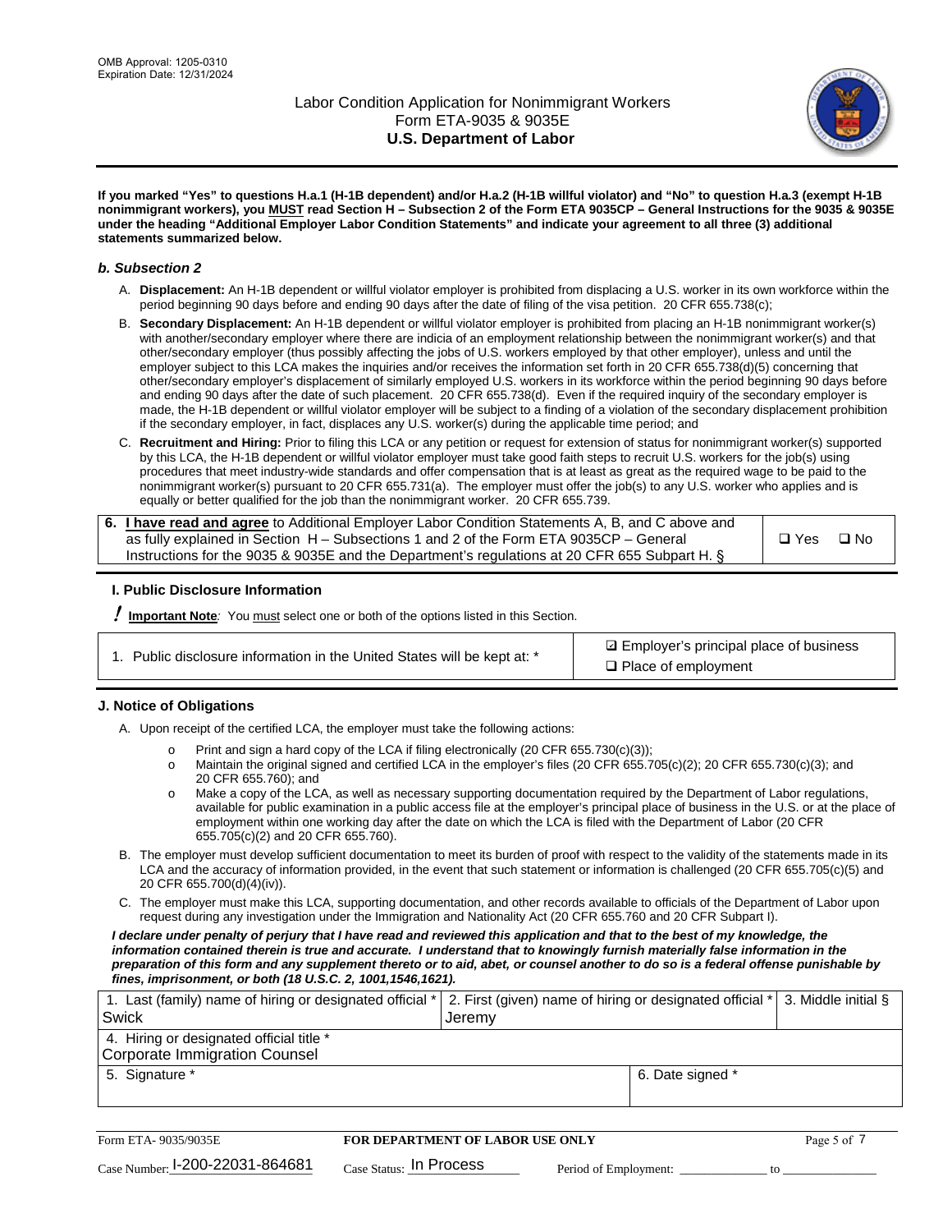**If you marked "Yes" to questions H.a.1 (H-1B dependent) and/or H.a.2 (H-1B willful violator) and "No" to question H.a.3 (exempt H-1B nonimmigrant workers), you MUST read Section H – Subsection 2 of the Form ETA 9035CP – General Instructions for the 9035 & 9035E under the heading "Additional Employer Labor Condition Statements" and indicate your agreement to all three (3) additional statements summarized below.**

### *b. Subsection 2*

A. **Displacement:** An H-1B dependent or willful violator employer is prohibited from displacing a U.S. worker in its own workforce within the period beginning 90 days before and ending 90 days after the date of filing of the visa petition. 20 CFR 655.738(c);

B. **Secondary Displacement:** An H-1B dependent or willful violator employer is prohibited from placing an H-1B nonimmigrant worker(s) with another/secondary employer where there are indicia of an employment relationship between the nonimmigrant worker(s) and that other/secondary employer (thus possibly affecting the jobs of U.S. workers employed by that other employer), unless and until the employer subject to this LCA makes the inquiries and/or receives the information set forth in 20 CFR 655.738(d)(5) concerning that other/secondary employer's displacement of similarly employed U.S. workers in its workforce within the period beginning 90 days before and ending 90 days after the date of such placement. 20 CFR 655.738(d). Even if the required inquiry of the secondary employer is made, the H-1B dependent or willful violator employer will be subject to a finding of a violation of the secondary displacement prohibition if the secondary employer, in fact, displaces any U.S. worker(s) during the applicable time period; and

C. **Recruitment and Hiring:** Prior to filing this LCA or any petition or request for extension of status for nonimmigrant worker(s) supported by this LCA, the H-1B dependent or willful violator employer must take good faith steps to recruit U.S. workers for the job(s) using procedures that meet industry-wide standards and offer compensation that is at least as great as the required wage to be paid to the nonimmigrant worker(s) pursuant to 20 CFR 655.731(a). The employer must offer the job(s) to any U.S. worker who applies and is equally or better qualified for the job than the nonimmigrant worker. 20 CFR 655.739.

| 6. **I have read and agree** to Additional Employer Labor Condition Statements A, B, and C above and as fully explained in Section H – Subsections 1 and 2 of the Form ETA 9035CP – General Instructions for the 9035 & 9035E and the Department's regulations at 20 CFR 655 Subpart H. § | ❑ Yes ❑ No |
|---|---|

## I. Public Disclosure Information

**! Important Note**: You must select one or both of the options listed in this Section.

| 1. Public disclosure information in the United States will be kept at: * | ☑ Employer's principal place of business<br>❑ Place of employment |
|---|---|

## J. Notice of Obligations

A. Upon receipt of the certified LCA, the employer must take the following actions:

- o Print and sign a hard copy of the LCA if filing electronically (20 CFR 655.730(c)(3));
- o Maintain the original signed and certified LCA in the employer's files (20 CFR 655.705(c)(2); 20 CFR 655.730(c)(3); and 20 CFR 655.760); and
- o Make a copy of the LCA, as well as necessary supporting documentation required by the Department of Labor regulations, available for public examination in a public access file at the employer's principal place of business in the U.S. or at the place of employment within one working day after the date on which the LCA is filed with the Department of Labor (20 CFR 655.705(c)(2) and 20 CFR 655.760).

B. The employer must develop sufficient documentation to meet its burden of proof with respect to the validity of the statements made in its LCA and the accuracy of information provided, in the event that such statement or information is challenged (20 CFR 655.705(c)(5) and 20 CFR 655.700(d)(4)(iv)).

C. The employer must make this LCA, supporting documentation, and other records available to officials of the Department of Labor upon request during any investigation under the Immigration and Nationality Act (20 CFR 655.760 and 20 CFR Subpart I).

***I declare under penalty of perjury that I have read and reviewed this application and that to the best of my knowledge, the information contained therein is true and accurate. I understand that to knowingly furnish materially false information in the preparation of this form and any supplement thereto or to aid, abet, or counsel another to do so is a federal offense punishable by fines, imprisonment, or both (18 U.S.C. 2, 1001,1546,1621).***

| 1. Last (family) name of hiring or designated official * Swick | 2. First (given) name of hiring or designated official * Jeremy | 3. Middle initial § |
|---|---|---|
| 4. Hiring or designated official title * Corporate Immigration Counsel | | |
| 5. Signature * | 6. Date signed * | |

Form ETA- 9035/9035E | **FOR DEPARTMENT OF LABOR USE ONLY**

Case Number: I-200-22031-864681 Case Status: In Process Period of Employment: _____________ to _____________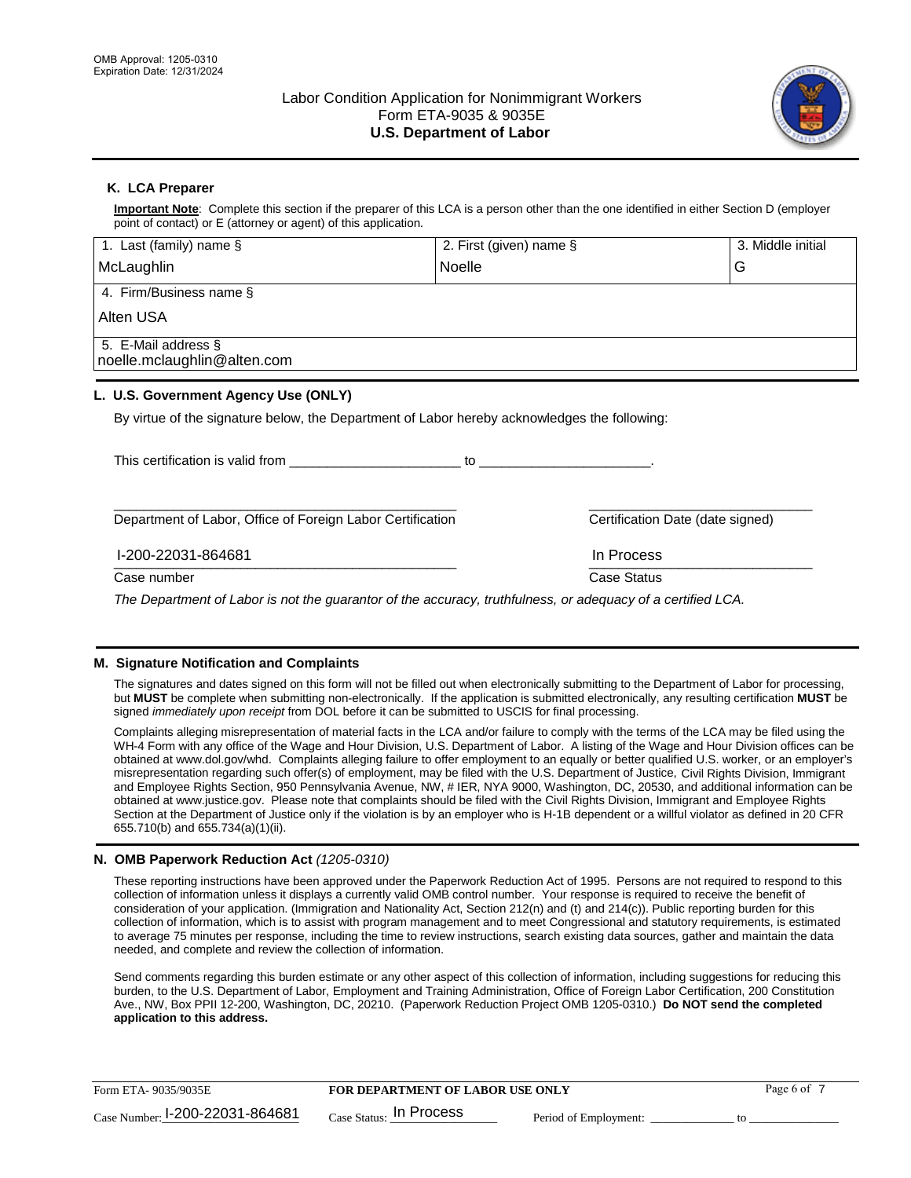OMB Approval: 1205-0310
Expiration Date: 12/31/2024

# Labor Condition Application for Nonimmigrant Workers
## Form ETA-9035 & 9035E
## U.S. Department of Labor

### K. LCA Preparer

**Important Note**: Complete this section if the preparer of this LCA is a person other than the one identified in either Section D (employer point of contact) or E (attorney or agent) of this application.

| 1. Last (family) name § | 2. First (given) name § | 3. Middle initial |
| --- | --- | --- |
| McLaughlin | Noelle | G |
| 4. Firm/Business name § | | |
| Alten USA | | |
| 5. E-Mail address § | | |
| noelle.mclaughlin@alten.com | | |

### L. U.S. Government Agency Use (ONLY)

By virtue of the signature below, the Department of Labor hereby acknowledges the following:

This certification is valid from _______________________ to _______________________.

_______________________________________________ Department of Labor, Office of Foreign Labor Certification

_______________________________ Certification Date (date signed)

I-200-22031-864681
Case number

In Process
Case Status

*The Department of Labor is not the guarantor of the accuracy, truthfulness, or adequacy of a certified LCA.*

### M. Signature Notification and Complaints

The signatures and dates signed on this form will not be filled out when electronically submitting to the Department of Labor for processing, but **MUST** be complete when submitting non-electronically. If the application is submitted electronically, any resulting certification **MUST** be signed *immediately upon receipt* from DOL before it can be submitted to USCIS for final processing.

Complaints alleging misrepresentation of material facts in the LCA and/or failure to comply with the terms of the LCA may be filed using the WH-4 Form with any office of the Wage and Hour Division, U.S. Department of Labor. A listing of the Wage and Hour Division offices can be obtained at www.dol.gov/whd. Complaints alleging failure to offer employment to an equally or better qualified U.S. worker, or an employer's misrepresentation regarding such offer(s) of employment, may be filed with the U.S. Department of Justice, Civil Rights Division, Immigrant and Employee Rights Section, 950 Pennsylvania Avenue, NW, # IER, NYA 9000, Washington, DC, 20530, and additional information can be obtained at www.justice.gov. Please note that complaints should be filed with the Civil Rights Division, Immigrant and Employee Rights Section at the Department of Justice only if the violation is by an employer who is H-1B dependent or a willful violator as defined in 20 CFR 655.710(b) and 655.734(a)(1)(ii).

### N. OMB Paperwork Reduction Act *(1205-0310)*

These reporting instructions have been approved under the Paperwork Reduction Act of 1995. Persons are not required to respond to this collection of information unless it displays a currently valid OMB control number. Your response is required to receive the benefit of consideration of your application. (Immigration and Nationality Act, Section 212(n) and (t) and 214(c)). Public reporting burden for this collection of information, which is to assist with program management and to meet Congressional and statutory requirements, is estimated to average 75 minutes per response, including the time to review instructions, search existing data sources, gather and maintain the data needed, and complete and review the collection of information.

Send comments regarding this burden estimate or any other aspect of this collection of information, including suggestions for reducing this burden, to the U.S. Department of Labor, Employment and Training Administration, Office of Foreign Labor Certification, 200 Constitution Ave., NW, Box PPII 12-200, Washington, DC, 20210. (Paperwork Reduction Project OMB 1205-0310.) **Do NOT send the completed application to this address.**

Form ETA- 9035/9035E — **FOR DEPARTMENT OF LABOR USE ONLY**

Case Number: I-200-22031-864681 Case Status: In Process Period of Employment: _____________ to _____________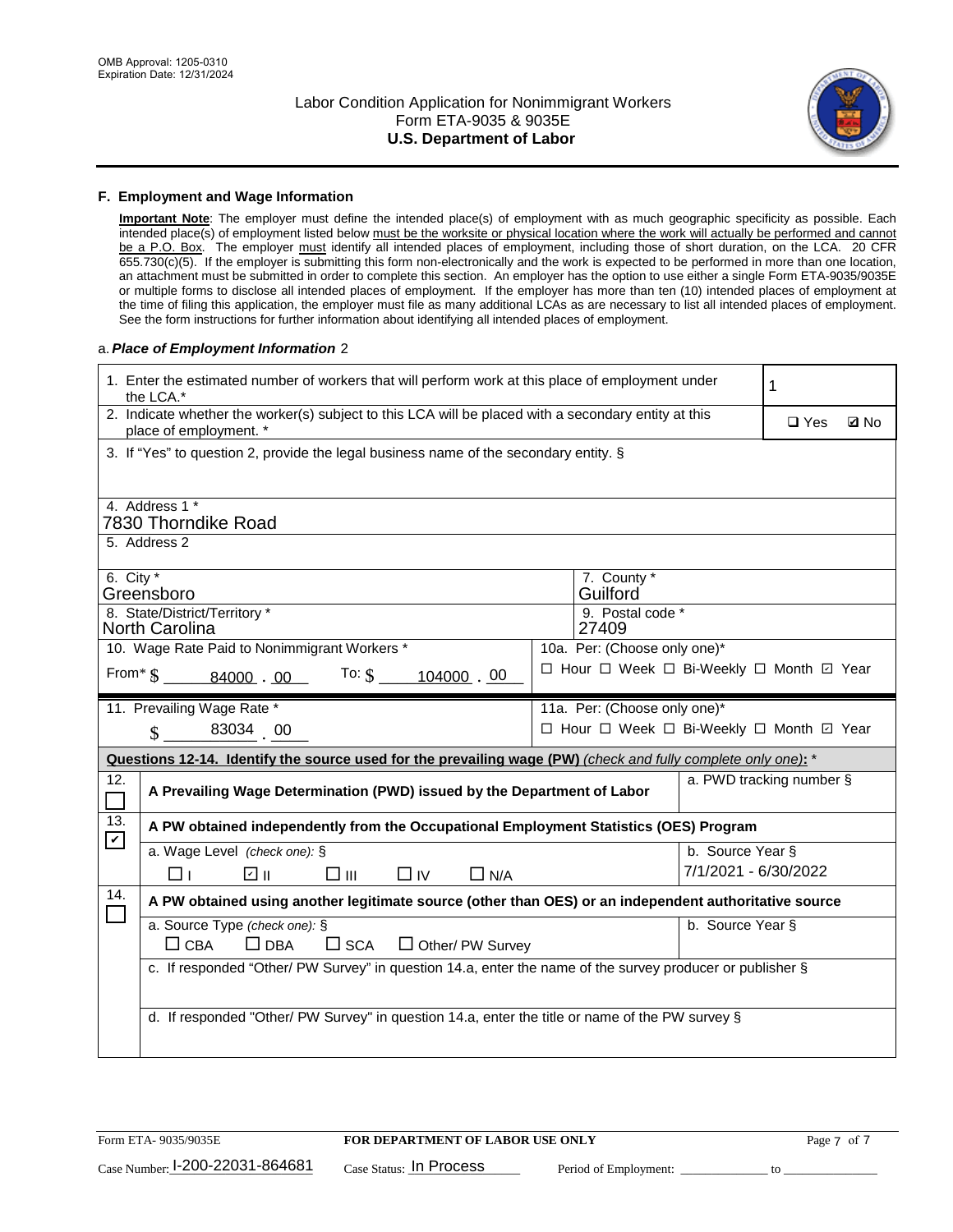OMB Approval: 1205-0310
Expiration Date: 12/31/2024

# Labor Condition Application for Nonimmigrant Workers
## Form ETA-9035 & 9035E
## U.S. Department of Labor

### F. Employment and Wage Information

**Important Note**: The employer must define the intended place(s) of employment with as much geographic specificity as possible. Each intended place(s) of employment listed below must be the worksite or physical location where the work will actually be performed and cannot be a P.O. Box. The employer must identify all intended places of employment, including those of short duration, on the LCA. 20 CFR 655.730(c)(5). If the employer is submitting this form non-electronically and the work is expected to be performed in more than one location, an attachment must be submitted in order to complete this section. An employer has the option to use either a single Form ETA-9035/9035E or multiple forms to disclose all intended places of employment. If the employer has more than ten (10) intended places of employment at the time of filing this application, the employer must file as many additional LCAs as are necessary to list all intended places of employment. See the form instructions for further information about identifying all intended places of employment.

a. ***Place of Employment Information*** 2

| | |
|---|---|
| 1. Enter the estimated number of workers that will perform work at this place of employment under the LCA.* | 1 |
| 2. Indicate whether the worker(s) subject to this LCA will be placed with a secondary entity at this place of employment. * | ☐ Yes ☑ No |
| 3. If "Yes" to question 2, provide the legal business name of the secondary entity. § | |
| 4. Address 1 * 7830 Thorndike Road | |
| 5. Address 2 | |
| 6. City * Greensboro | 7. County * Guilford |
| 8. State/District/Territory * North Carolina | 9. Postal code * 27409 |
| 10. Wage Rate Paid to Nonimmigrant Workers * From* $ 84000 . 00 To: $ 104000 . 00 | 10a. Per: (Choose only one)* ☐ Hour ☐ Week ☐ Bi-Weekly ☐ Month ☑ Year |
| 11. Prevailing Wage Rate * $ 83034 . 00 | 11a. Per: (Choose only one)* ☐ Hour ☐ Week ☐ Bi-Weekly ☐ Month ☑ Year |

**Questions 12-14. Identify the source used for the prevailing wage (PW)** *(check and fully complete only one)*: *

| | | |
|---|---|---|
| 12. ☐ | **A Prevailing Wage Determination (PWD) issued by the Department of Labor** | a. PWD tracking number § |
| 13. ☑ | **A PW obtained independently from the Occupational Employment Statistics (OES) Program** | |
| | a. Wage Level *(check one):* § ☐ I ☑ II ☐ III ☐ IV ☐ N/A | b. Source Year § 7/1/2021 - 6/30/2022 |
| 14. ☐ | **A PW obtained using another legitimate source (other than OES) or an independent authoritative source** | |
| | a. Source Type *(check one):* § ☐ CBA ☐ DBA ☐ SCA ☐ Other/ PW Survey | b. Source Year § |
| | c. If responded "Other/ PW Survey" in question 14.a, enter the name of the survey producer or publisher § | |
| | d. If responded "Other/ PW Survey" in question 14.a, enter the title or name of the PW survey § | |

Form ETA- 9035/9035E | **FOR DEPARTMENT OF LABOR USE ONLY**

Case Number: I-200-22031-864681 Case Status: In Process Period of Employment: _____________ to _______________